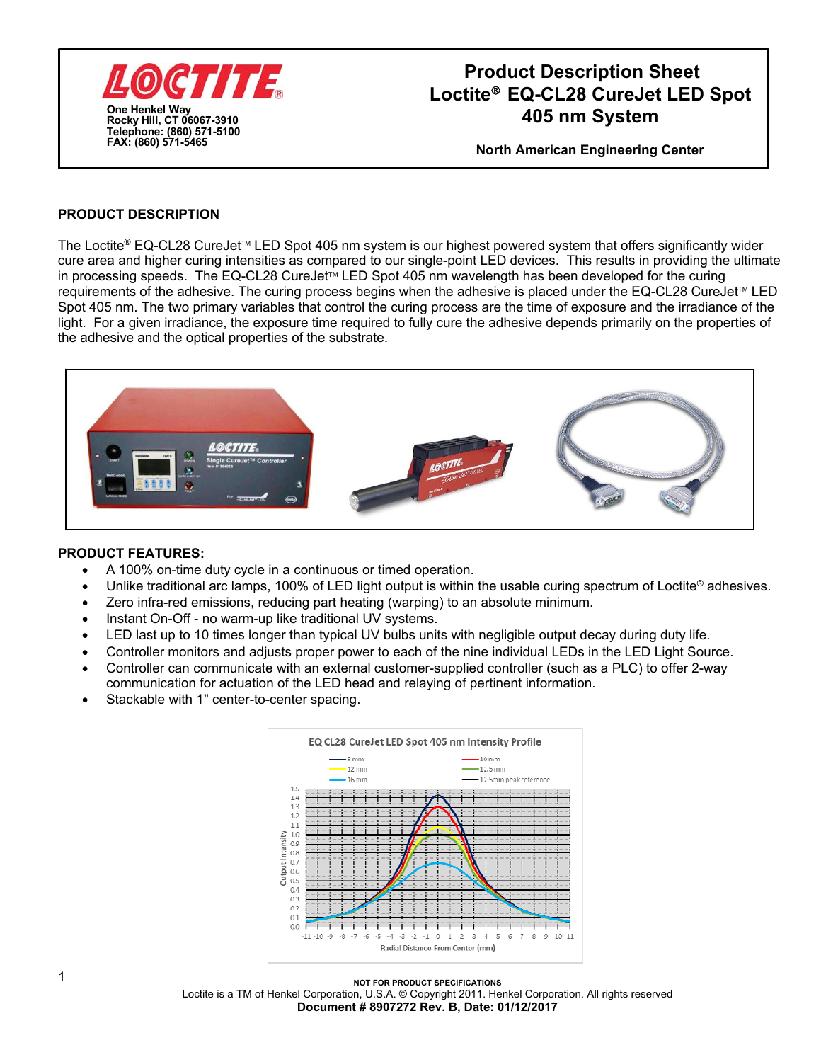# Product Description Sheet
# Loctite® EQ-CL28 CureJet LED Spot 405 nm System

One Henkel Way
Rocky Hill, CT 06067-3910
Telephone: (860) 571-5100
FAX: (860) 571-5465

**North American Engineering Center**

## PRODUCT DESCRIPTION

The Loctite® EQ-CL28 CureJet™ LED Spot 405 nm system is our highest powered system that offers significantly wider cure area and higher curing intensities as compared to our single-point LED devices. This results in providing the ultimate in processing speeds. The EQ-CL28 CureJet™ LED Spot 405 nm wavelength has been developed for the curing requirements of the adhesive. The curing process begins when the adhesive is placed under the EQ-CL28 CureJet™ LED Spot 405 nm. The two primary variables that control the curing process are the time of exposure and the irradiance of the light. For a given irradiance, the exposure time required to fully cure the adhesive depends primarily on the properties of the adhesive and the optical properties of the substrate.

## PRODUCT FEATURES:

- A 100% on-time duty cycle in a continuous or timed operation.
- Unlike traditional arc lamps, 100% of LED light output is within the usable curing spectrum of Loctite® adhesives.
- Zero infra-red emissions, reducing part heating (warping) to an absolute minimum.
- Instant On-Off - no warm-up like traditional UV systems.
- LED last up to 10 times longer than typical UV bulbs units with negligible output decay during duty life.
- Controller monitors and adjusts proper power to each of the nine individual LEDs in the LED Light Source.
- Controller can communicate with an external customer-supplied controller (such as a PLC) to offer 2-way communication for actuation of the LED head and relaying of pertinent information.
- Stackable with 1" center-to-center spacing.

EQ CL28 CureJet LED Spot 405 nm Intensity Profile

8 mm
10 mm
12 mm
12.5 mm
16 mm
11.5mm peak reference

Output intensity

1.5 1.4 1.3 1.2 1.1 1.0 0.9 0.8 0.7 0.6 0.5 0.4 0.3 0.2 0.1 0.0

-11 -10 -9 -8 -7 -6 -5 -4 -3 -2 -1 0 1 2 3 4 5 6 7 8 9 10 11

Radial Distance From Center (mm)

NOT FOR PRODUCT SPECIFICATIONS
Loctite is a TM of Henkel Corporation, U.S.A. © Copyright 2011. Henkel Corporation. All rights reserved
**Document # 8907272 Rev. B, Date: 01/12/2017**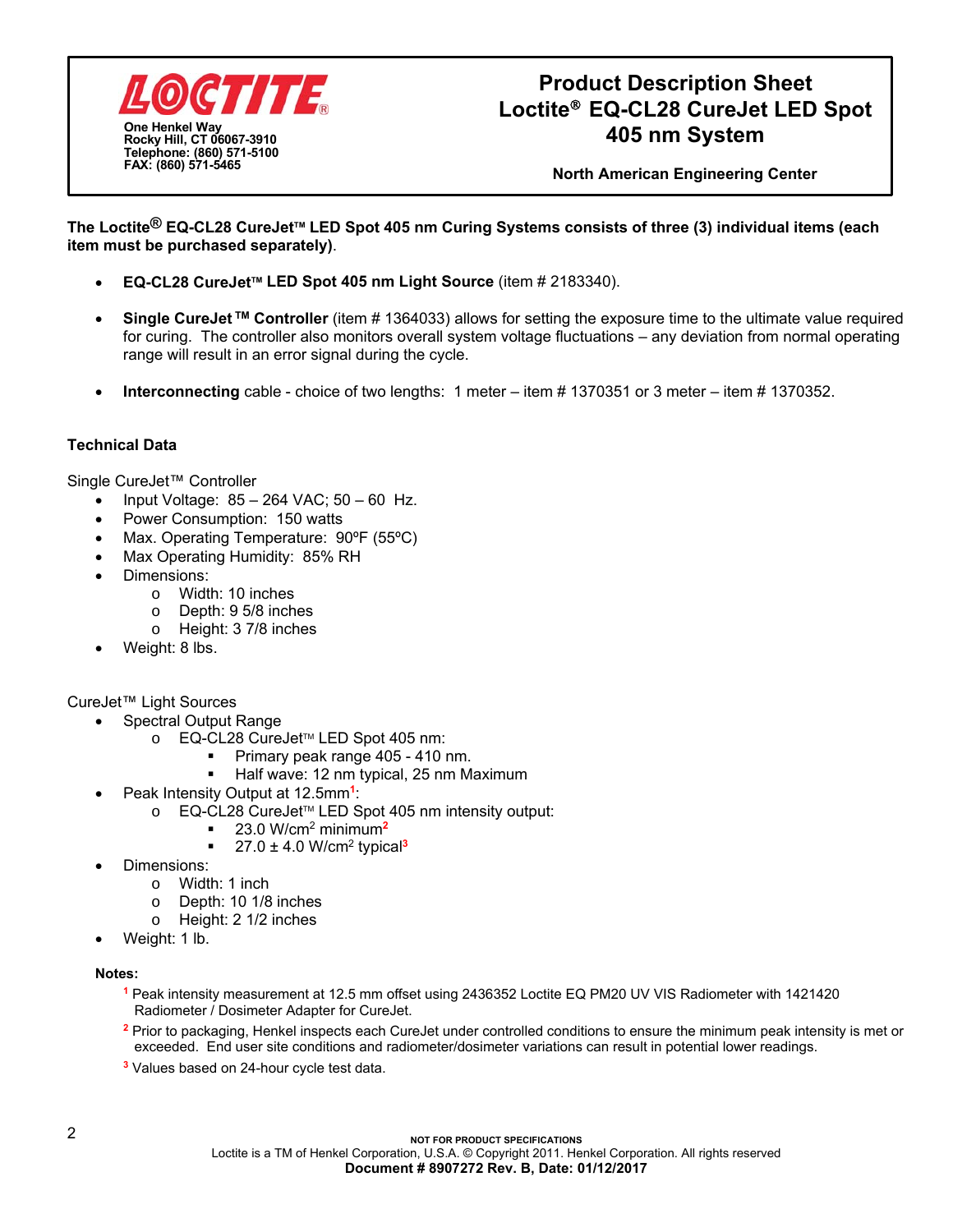# Product Description Sheet Loctite® EQ-CL28 CureJet LED Spot 405 nm System

**North American Engineering Center**

One Henkel Way
Rocky Hill, CT 06067-3910
Telephone: (860) 571-5100
FAX: (860) 571-5465

**The Loctite® EQ-CL28 CureJet™ LED Spot 405 nm Curing Systems consists of three (3) individual items (each item must be purchased separately)**.

- **EQ-CL28 CureJet™ LED Spot 405 nm Light Source** (item # 2183340).
- **Single CureJet ™ Controller** (item # 1364033) allows for setting the exposure time to the ultimate value required for curing. The controller also monitors overall system voltage fluctuations – any deviation from normal operating range will result in an error signal during the cycle.
- **Interconnecting** cable - choice of two lengths: 1 meter – item # 1370351 or 3 meter – item # 1370352.

### Technical Data

Single CureJet™ Controller

- Input Voltage: 85 – 264 VAC; 50 – 60 Hz.
- Power Consumption: 150 watts
- Max. Operating Temperature: 90ºF (55ºC)
- Max Operating Humidity: 85% RH
- Dimensions:
  - Width: 10 inches
  - Depth: 9 5/8 inches
  - Height: 3 7/8 inches
- Weight: 8 lbs.

CureJet™ Light Sources

- Spectral Output Range
  - EQ-CL28 CureJet™ LED Spot 405 nm:
    - Primary peak range 405 - 410 nm.
    - Half wave: 12 nm typical, 25 nm Maximum
- Peak Intensity Output at 12.5mm[1]:
  - EQ-CL28 CureJet™ LED Spot 405 nm intensity output:
    - 23.0 W/cm$^2$ minimum[2]
    - 27.0 ± 4.0 W/cm$^2$ typical[3]
- Dimensions:
  - Width: 1 inch
  - Depth: 10 1/8 inches
  - Height: 2 1/2 inches
- Weight: 1 lb.

**Notes:**

[1] Peak intensity measurement at 12.5 mm offset using 2436352 Loctite EQ PM20 UV VIS Radiometer with 1421420 Radiometer / Dosimeter Adapter for CureJet.

[2] Prior to packaging, Henkel inspects each CureJet under controlled conditions to ensure the minimum peak intensity is met or exceeded. End user site conditions and radiometer/dosimeter variations can result in potential lower readings.

[3] Values based on 24-hour cycle test data.

NOT FOR PRODUCT SPECIFICATIONS
Loctite is a TM of Henkel Corporation, U.S.A. © Copyright 2011. Henkel Corporation. All rights reserved
**Document # 8907272 Rev. B, Date: 01/12/2017**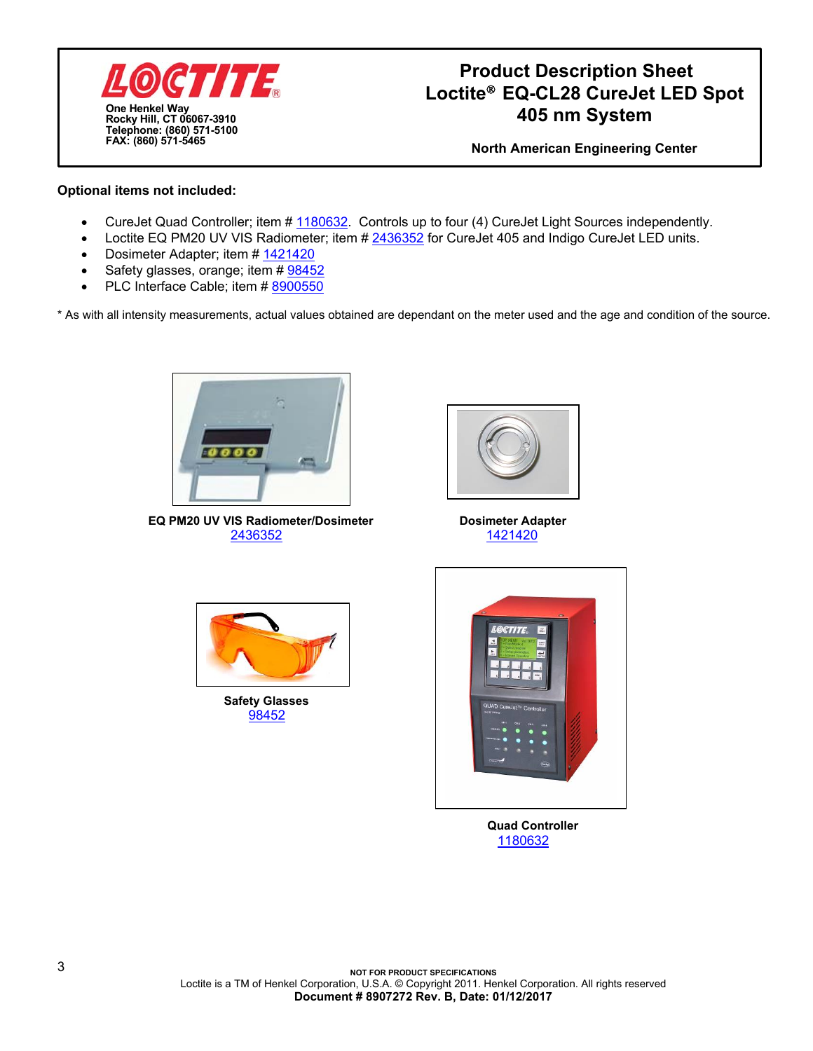# Product Description Sheet
# Loctite® EQ-CL28 CureJet LED Spot 405 nm System

**North American Engineering Center**

One Henkel Way
Rocky Hill, CT 06067-3910
Telephone: (860) 571-5100
FAX: (860) 571-5465

**Optional items not included:**

- CureJet Quad Controller; item # 1180632. Controls up to four (4) CureJet Light Sources independently.
- Loctite EQ PM20 UV VIS Radiometer; item # 2436352 for CureJet 405 and Indigo CureJet LED units.
- Dosimeter Adapter; item # 1421420
- Safety glasses, orange; item # 98452
- PLC Interface Cable; item # 8900550

* As with all intensity measurements, actual values obtained are dependant on the meter used and the age and condition of the source.

**EQ PM20 UV VIS Radiometer/Dosimeter**
2436352

**Dosimeter Adapter**
1421420

**Safety Glasses**
98452

**Quad Controller**
1180632

**NOT FOR PRODUCT SPECIFICATIONS**
Loctite is a TM of Henkel Corporation, U.S.A. © Copyright 2011. Henkel Corporation. All rights reserved
**Document # 8907272 Rev. B, Date: 01/12/2017**